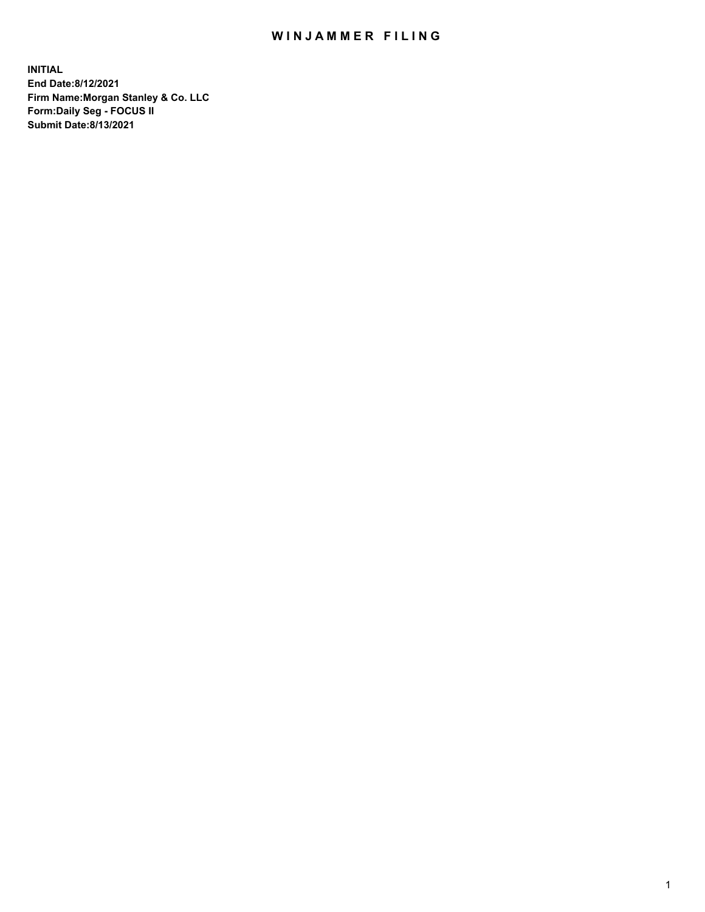# WINJAMMER FILING

**INITIAL**
**End Date:8/12/2021**
**Firm Name:Morgan Stanley & Co. LLC**
**Form:Daily Seg - FOCUS II**
**Submit Date:8/13/2021**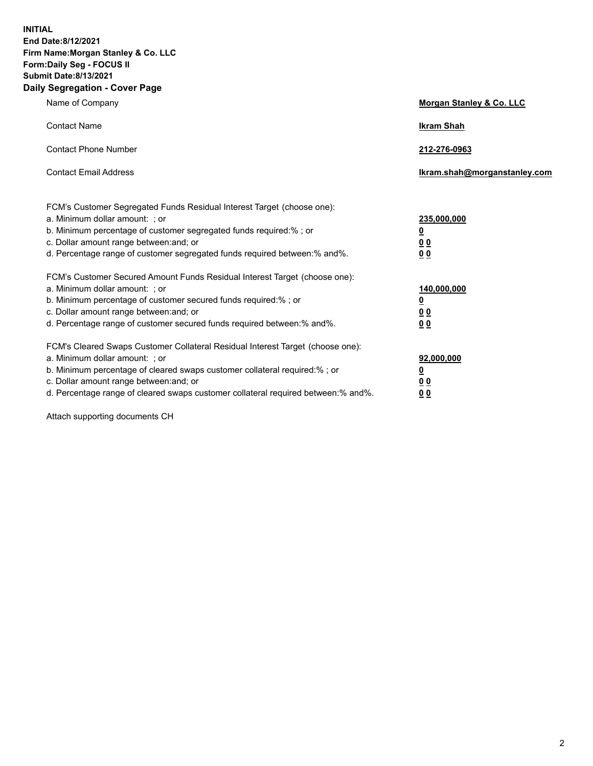**INITIAL**
**End Date:8/12/2021**
**Firm Name:Morgan Stanley & Co. LLC**
**Form:Daily Seg - FOCUS II**
**Submit Date:8/13/2021**

## Daily Segregation - Cover Page

| | |
|---|---|
| Name of Company | **Morgan Stanley & Co. LLC** |
| Contact Name | **Ikram Shah** |
| Contact Phone Number | **212-276-0963** |
| Contact Email Address | **Ikram.shah@morganstanley.com** |

| | |
|---|---|
| FCM's Customer Segregated Funds Residual Interest Target (choose one): | |
| a. Minimum dollar amount: ; or | **235,000,000** |
| b. Minimum percentage of customer segregated funds required:% ; or | **0** |
| c. Dollar amount range between:and; or | **0 0** |
| d. Percentage range of customer segregated funds required between:% and%. | **0 0** |
| FCM's Customer Secured Amount Funds Residual Interest Target (choose one): | |
| a. Minimum dollar amount: ; or | **140,000,000** |
| b. Minimum percentage of customer secured funds required:% ; or | **0** |
| c. Dollar amount range between:and; or | **0 0** |
| d. Percentage range of customer secured funds required between:% and%. | **0 0** |
| FCM's Cleared Swaps Customer Collateral Residual Interest Target (choose one): | |
| a. Minimum dollar amount: ; or | **92,000,000** |
| b. Minimum percentage of cleared swaps customer collateral required:% ; or | **0** |
| c. Dollar amount range between:and; or | **0 0** |
| d. Percentage range of cleared swaps customer collateral required between:% and%. | **0 0** |

Attach supporting documents CH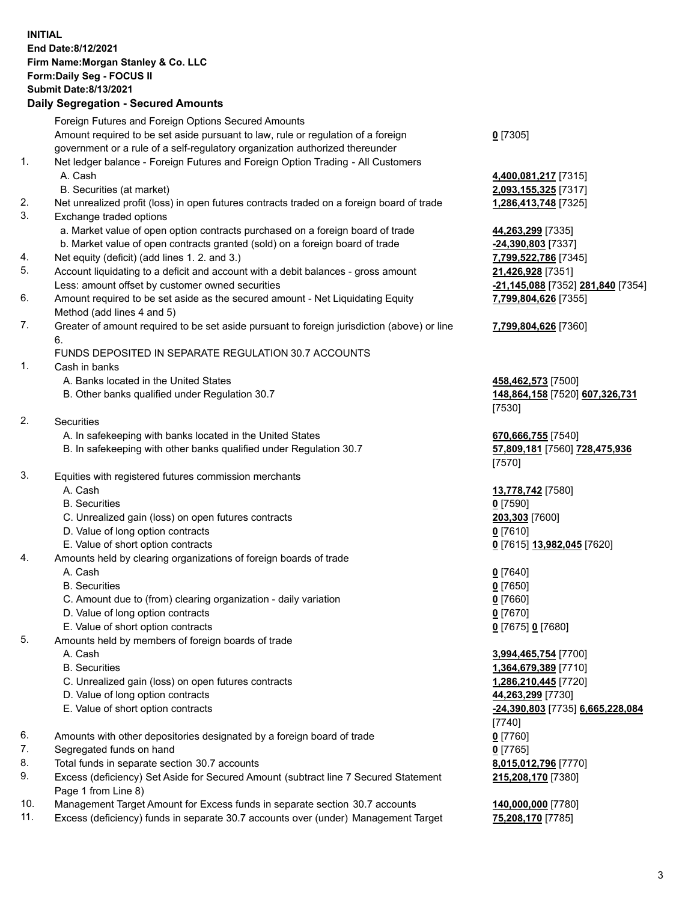**INITIAL**
**End Date:8/12/2021**
**Firm Name:Morgan Stanley & Co. LLC**
**Form:Daily Seg - FOCUS II**
**Submit Date:8/13/2021**

### Daily Segregation - Secured Amounts

| | | |
|---|---|---|
| | Foreign Futures and Foreign Options Secured Amounts | |
| | Amount required to be set aside pursuant to law, rule or regulation of a foreign government or a rule of a self-regulatory organization authorized thereunder | **0** [7305] |
| 1. | Net ledger balance - Foreign Futures and Foreign Option Trading - All Customers | |
| | A. Cash | **4,400,081,217** [7315] |
| | B. Securities (at market) | **2,093,155,325** [7317] |
| 2. | Net unrealized profit (loss) in open futures contracts traded on a foreign board of trade | **1,286,413,748** [7325] |
| 3. | Exchange traded options | |
| | a. Market value of open option contracts purchased on a foreign board of trade | **44,263,299** [7335] |
| | b. Market value of open contracts granted (sold) on a foreign board of trade | **-24,390,803** [7337] |
| 4. | Net equity (deficit) (add lines 1. 2. and 3.) | **7,799,522,786** [7345] |
| 5. | Account liquidating to a deficit and account with a debit balances - gross amount | **21,426,928** [7351] |
| | Less: amount offset by customer owned securities | **-21,145,088** [7352] **281,840** [7354] |
| 6. | Amount required to be set aside as the secured amount - Net Liquidating Equity Method (add lines 4 and 5) | **7,799,804,626** [7355] |
| 7. | Greater of amount required to be set aside pursuant to foreign jurisdiction (above) or line 6. | **7,799,804,626** [7360] |
| | FUNDS DEPOSITED IN SEPARATE REGULATION 30.7 ACCOUNTS | |
| 1. | Cash in banks | |
| | A. Banks located in the United States | **458,462,573** [7500] |
| | B. Other banks qualified under Regulation 30.7 | **148,864,158** [7520] **607,326,731** [7530] |
| 2. | Securities | |
| | A. In safekeeping with banks located in the United States | **670,666,755** [7540] |
| | B. In safekeeping with other banks qualified under Regulation 30.7 | **57,809,181** [7560] **728,475,936** [7570] |
| 3. | Equities with registered futures commission merchants | |
| | A. Cash | **13,778,742** [7580] |
| | B. Securities | **0** [7590] |
| | C. Unrealized gain (loss) on open futures contracts | **203,303** [7600] |
| | D. Value of long option contracts | **0** [7610] |
| | E. Value of short option contracts | **0** [7615] **13,982,045** [7620] |
| 4. | Amounts held by clearing organizations of foreign boards of trade | |
| | A. Cash | **0** [7640] |
| | B. Securities | **0** [7650] |
| | C. Amount due to (from) clearing organization - daily variation | **0** [7660] |
| | D. Value of long option contracts | **0** [7670] |
| | E. Value of short option contracts | **0** [7675] **0** [7680] |
| 5. | Amounts held by members of foreign boards of trade | |
| | A. Cash | **3,994,465,754** [7700] |
| | B. Securities | **1,364,679,389** [7710] |
| | C. Unrealized gain (loss) on open futures contracts | **1,286,210,445** [7720] |
| | D. Value of long option contracts | **44,263,299** [7730] |
| | E. Value of short option contracts | **-24,390,803** [7735] **6,665,228,084** [7740] |
| 6. | Amounts with other depositories designated by a foreign board of trade | **0** [7760] |
| 7. | Segregated funds on hand | **0** [7765] |
| 8. | Total funds in separate section 30.7 accounts | **8,015,012,796** [7770] |
| 9. | Excess (deficiency) Set Aside for Secured Amount (subtract line 7 Secured Statement Page 1 from Line 8) | **215,208,170** [7380] |
| 10. | Management Target Amount for Excess funds in separate section 30.7 accounts | **140,000,000** [7780] |
| 11. | Excess (deficiency) funds in separate 30.7 accounts over (under) Management Target | **75,208,170** [7785] |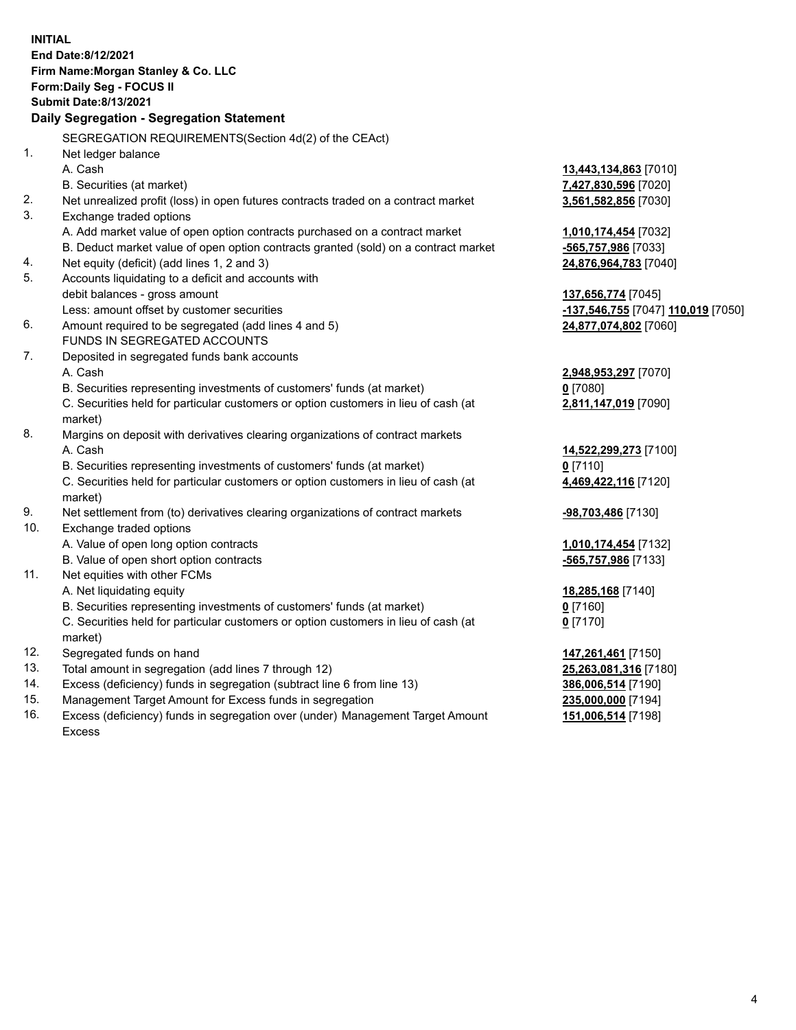**INITIAL**
**End Date:8/12/2021**
**Firm Name:Morgan Stanley & Co. LLC**
**Form:Daily Seg - FOCUS II**
**Submit Date:8/13/2021**

### Daily Segregation - Segregation Statement

| | | |
|---|---|---|
| | SEGREGATION REQUIREMENTS(Section 4d(2) of the CEAct) | |
| 1. | Net ledger balance | |
| | A. Cash | **13,443,134,863** [7010] |
| | B. Securities (at market) | **7,427,830,596** [7020] |
| 2. | Net unrealized profit (loss) in open futures contracts traded on a contract market | **3,561,582,856** [7030] |
| 3. | Exchange traded options | |
| | A. Add market value of open option contracts purchased on a contract market | **1,010,174,454** [7032] |
| | B. Deduct market value of open option contracts granted (sold) on a contract market | **-565,757,986** [7033] |
| 4. | Net equity (deficit) (add lines 1, 2 and 3) | **24,876,964,783** [7040] |
| 5. | Accounts liquidating to a deficit and accounts with debit balances - gross amount | **137,656,774** [7045] |
| | Less: amount offset by customer securities | **-137,546,755** [7047] **110,019** [7050] |
| 6. | Amount required to be segregated (add lines 4 and 5) | **24,877,074,802** [7060] |
| | FUNDS IN SEGREGATED ACCOUNTS | |
| 7. | Deposited in segregated funds bank accounts | |
| | A. Cash | **2,948,953,297** [7070] |
| | B. Securities representing investments of customers' funds (at market) | **0** [7080] |
| | C. Securities held for particular customers or option customers in lieu of cash (at market) | **2,811,147,019** [7090] |
| 8. | Margins on deposit with derivatives clearing organizations of contract markets | |
| | A. Cash | **14,522,299,273** [7100] |
| | B. Securities representing investments of customers' funds (at market) | **0** [7110] |
| | C. Securities held for particular customers or option customers in lieu of cash (at market) | **4,469,422,116** [7120] |
| 9. | Net settlement from (to) derivatives clearing organizations of contract markets | **-98,703,486** [7130] |
| 10. | Exchange traded options | |
| | A. Value of open long option contracts | **1,010,174,454** [7132] |
| | B. Value of open short option contracts | **-565,757,986** [7133] |
| 11. | Net equities with other FCMs | |
| | A. Net liquidating equity | **18,285,168** [7140] |
| | B. Securities representing investments of customers' funds (at market) | **0** [7160] |
| | C. Securities held for particular customers or option customers in lieu of cash (at market) | **0** [7170] |
| 12. | Segregated funds on hand | **147,261,461** [7150] |
| 13. | Total amount in segregation (add lines 7 through 12) | **25,263,081,316** [7180] |
| 14. | Excess (deficiency) funds in segregation (subtract line 6 from line 13) | **386,006,514** [7190] |
| 15. | Management Target Amount for Excess funds in segregation | **235,000,000** [7194] |
| 16. | Excess (deficiency) funds in segregation over (under) Management Target Amount Excess | **151,006,514** [7198] |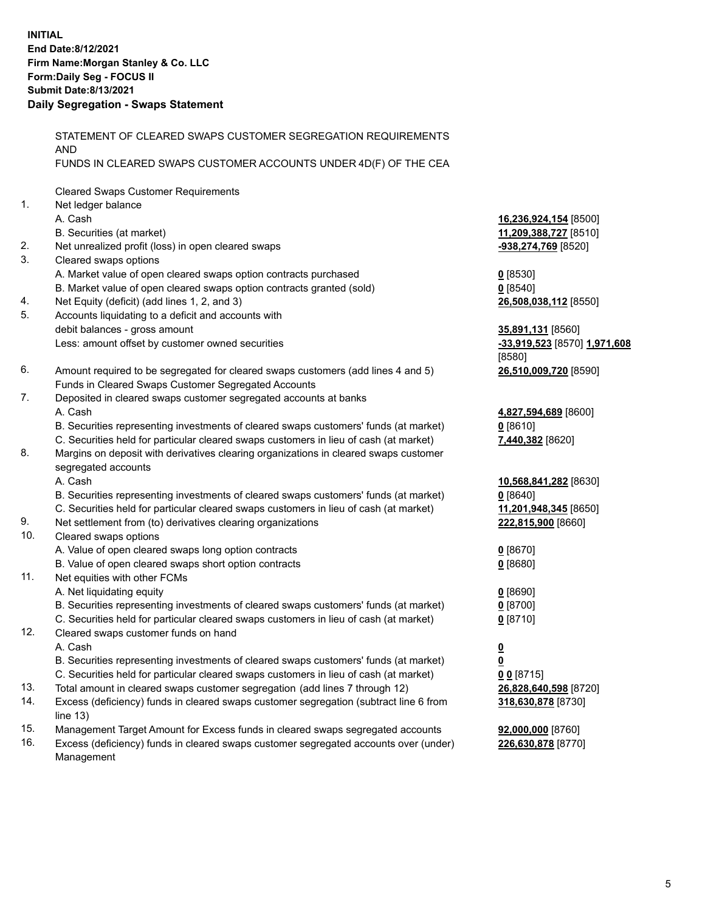**INITIAL**
**End Date:8/12/2021**
**Firm Name:Morgan Stanley & Co. LLC**
**Form:Daily Seg - FOCUS II**
**Submit Date:8/13/2021**
**Daily Segregation - Swaps Statement**

STATEMENT OF CLEARED SWAPS CUSTOMER SEGREGATION REQUIREMENTS AND FUNDS IN CLEARED SWAPS CUSTOMER ACCOUNTS UNDER 4D(F) OF THE CEA

| | | |
|---|---|---|
| | Cleared Swaps Customer Requirements | |
| 1. | Net ledger balance | |
| | A. Cash | **16,236,924,154** [8500] |
| | B. Securities (at market) | **11,209,388,727** [8510] |
| 2. | Net unrealized profit (loss) in open cleared swaps | **-938,274,769** [8520] |
| 3. | Cleared swaps options | |
| | A. Market value of open cleared swaps option contracts purchased | **0** [8530] |
| | B. Market value of open cleared swaps option contracts granted (sold) | **0** [8540] |
| 4. | Net Equity (deficit) (add lines 1, 2, and 3) | **26,508,038,112** [8550] |
| 5. | Accounts liquidating to a deficit and accounts with debit balances - gross amount | **35,891,131** [8560] |
| | Less: amount offset by customer owned securities | **-33,919,523** [8570] **1,971,608** [8580] |
| 6. | Amount required to be segregated for cleared swaps customers (add lines 4 and 5) | **26,510,009,720** [8590] |
| | Funds in Cleared Swaps Customer Segregated Accounts | |
| 7. | Deposited in cleared swaps customer segregated accounts at banks | |
| | A. Cash | **4,827,594,689** [8600] |
| | B. Securities representing investments of cleared swaps customers' funds (at market) | **0** [8610] |
| | C. Securities held for particular cleared swaps customers in lieu of cash (at market) | **7,440,382** [8620] |
| 8. | Margins on deposit with derivatives clearing organizations in cleared swaps customer segregated accounts | |
| | A. Cash | **10,568,841,282** [8630] |
| | B. Securities representing investments of cleared swaps customers' funds (at market) | **0** [8640] |
| | C. Securities held for particular cleared swaps customers in lieu of cash (at market) | **11,201,948,345** [8650] |
| 9. | Net settlement from (to) derivatives clearing organizations | **222,815,900** [8660] |
| 10. | Cleared swaps options | |
| | A. Value of open cleared swaps long option contracts | **0** [8670] |
| | B. Value of open cleared swaps short option contracts | **0** [8680] |
| 11. | Net equities with other FCMs | |
| | A. Net liquidating equity | **0** [8690] |
| | B. Securities representing investments of cleared swaps customers' funds (at market) | **0** [8700] |
| | C. Securities held for particular cleared swaps customers in lieu of cash (at market) | **0** [8710] |
| 12. | Cleared swaps customer funds on hand | |
| | A. Cash | **0** |
| | B. Securities representing investments of cleared swaps customers' funds (at market) | **0** |
| | C. Securities held for particular cleared swaps customers in lieu of cash (at market) | **0** **0** [8715] |
| 13. | Total amount in cleared swaps customer segregation (add lines 7 through 12) | **26,828,640,598** [8720] |
| 14. | Excess (deficiency) funds in cleared swaps customer segregation (subtract line 6 from line 13) | **318,630,878** [8730] |
| 15. | Management Target Amount for Excess funds in cleared swaps segregated accounts | **92,000,000** [8760] |
| 16. | Excess (deficiency) funds in cleared swaps customer segregated accounts over (under) Management | **226,630,878** [8770] |